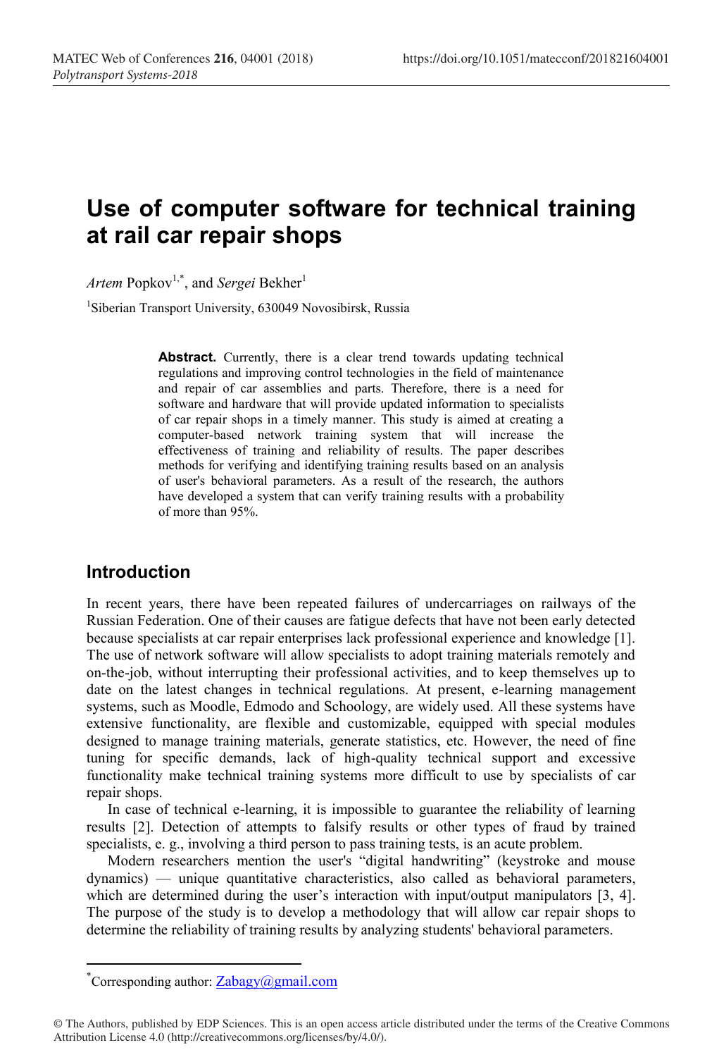# Use of computer software for technical training at rail car repair shops

*Artem* Popkov[1,*], and *Sergei* Bekher[1]

[1]Siberian Transport University, 630049 Novosibirsk, Russia

**Abstract.** Currently, there is a clear trend towards updating technical regulations and improving control technologies in the field of maintenance and repair of car assemblies and parts. Therefore, there is a need for software and hardware that will provide updated information to specialists of car repair shops in a timely manner. This study is aimed at creating a computer-based network training system that will increase the effectiveness of training and reliability of results. The paper describes methods for verifying and identifying training results based on an analysis of user's behavioral parameters. As a result of the research, the authors have developed a system that can verify training results with a probability of more than 95%.

## Introduction

In recent years, there have been repeated failures of undercarriages on railways of the Russian Federation. One of their causes are fatigue defects that have not been early detected because specialists at car repair enterprises lack professional experience and knowledge [1]. The use of network software will allow specialists to adopt training materials remotely and on-the-job, without interrupting their professional activities, and to keep themselves up to date on the latest changes in technical regulations. At present, e-learning management systems, such as Moodle, Edmodo and Schoology, are widely used. All these systems have extensive functionality, are flexible and customizable, equipped with special modules designed to manage training materials, generate statistics, etc. However, the need of fine tuning for specific demands, lack of high-quality technical support and excessive functionality make technical training systems more difficult to use by specialists of car repair shops.

In case of technical e-learning, it is impossible to guarantee the reliability of learning results [2]. Detection of attempts to falsify results or other types of fraud by trained specialists, e. g., involving a third person to pass training tests, is an acute problem.

Modern researchers mention the user's "digital handwriting" (keystroke and mouse dynamics) — unique quantitative characteristics, also called as behavioral parameters, which are determined during the user's interaction with input/output manipulators [3, 4]. The purpose of the study is to develop a methodology that will allow car repair shops to determine the reliability of training results by analyzing students' behavioral parameters.

---

*Corresponding author: Zabagy@gmail.com

© The Authors, published by EDP Sciences. This is an open access article distributed under the terms of the Creative Commons Attribution License 4.0 (http://creativecommons.org/licenses/by/4.0/).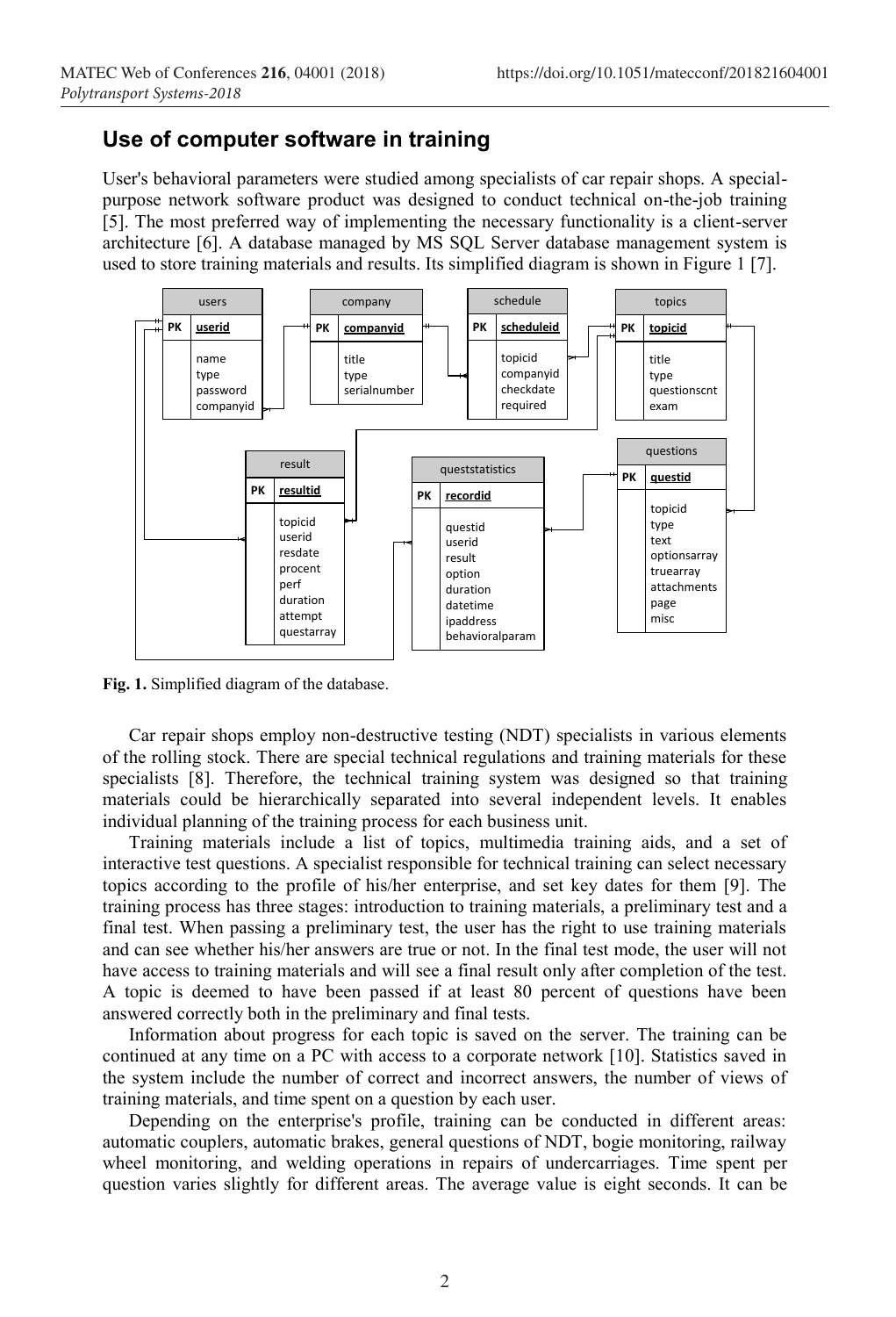## Use of computer software in training

User's behavioral parameters were studied among specialists of car repair shops. A special-purpose network software product was designed to conduct technical on-the-job training [5]. The most preferred way of implementing the necessary functionality is a client-server architecture [6]. A database managed by MS SQL Server database management system is used to store training materials and results. Its simplified diagram is shown in Figure 1 [7].

**Fig. 1.** Simplified diagram of the database.

Car repair shops employ non-destructive testing (NDT) specialists in various elements of the rolling stock. There are special technical regulations and training materials for these specialists [8]. Therefore, the technical training system was designed so that training materials could be hierarchically separated into several independent levels. It enables individual planning of the training process for each business unit.

Training materials include a list of topics, multimedia training aids, and a set of interactive test questions. A specialist responsible for technical training can select necessary topics according to the profile of his/her enterprise, and set key dates for them [9]. The training process has three stages: introduction to training materials, a preliminary test and a final test. When passing a preliminary test, the user has the right to use training materials and can see whether his/her answers are true or not. In the final test mode, the user will not have access to training materials and will see a final result only after completion of the test. A topic is deemed to have been passed if at least 80 percent of questions have been answered correctly both in the preliminary and final tests.

Information about progress for each topic is saved on the server. The training can be continued at any time on a PC with access to a corporate network [10]. Statistics saved in the system include the number of correct and incorrect answers, the number of views of training materials, and time spent on a question by each user.

Depending on the enterprise's profile, training can be conducted in different areas: automatic couplers, automatic brakes, general questions of NDT, bogie monitoring, railway wheel monitoring, and welding operations in repairs of undercarriages. Time spent per question varies slightly for different areas. The average value is eight seconds. It can be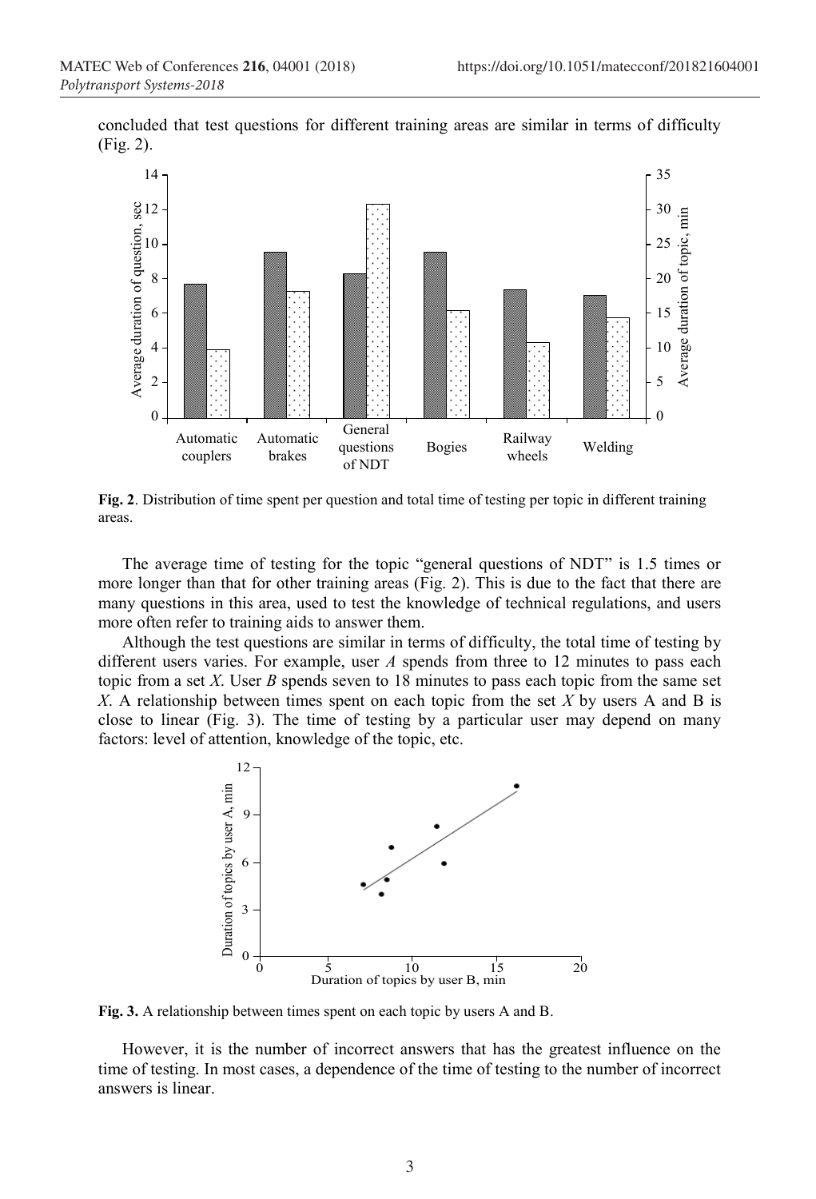concluded that test questions for different training areas are similar in terms of difficulty (Fig. 2).

**Fig. 2**. Distribution of time spent per question and total time of testing per topic in different training areas.

The average time of testing for the topic "general questions of NDT" is 1.5 times or more longer than that for other training areas (Fig. 2). This is due to the fact that there are many questions in this area, used to test the knowledge of technical regulations, and users more often refer to training aids to answer them.

Although the test questions are similar in terms of difficulty, the total time of testing by different users varies. For example, user *A* spends from three to 12 minutes to pass each topic from a set *X*. User *B* spends seven to 18 minutes to pass each topic from the same set *X*. A relationship between times spent on each topic from the set *X* by users A and B is close to linear (Fig. 3). The time of testing by a particular user may depend on many factors: level of attention, knowledge of the topic, etc.

**Fig. 3.** A relationship between times spent on each topic by users A and B.

However, it is the number of incorrect answers that has the greatest influence on the time of testing. In most cases, a dependence of the time of testing to the number of incorrect answers is linear.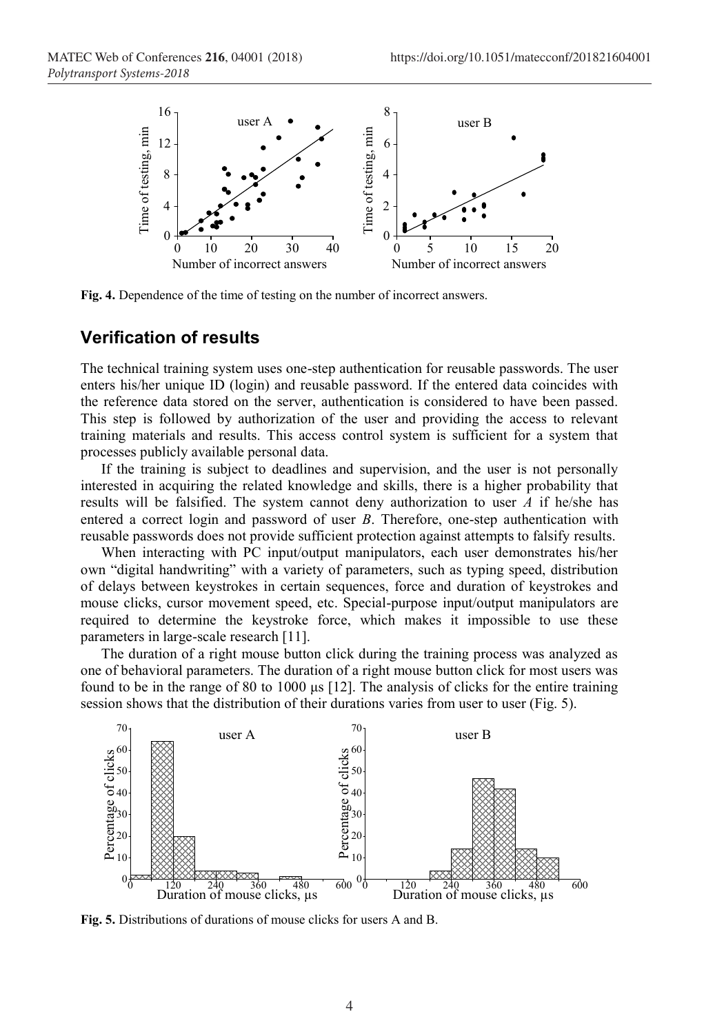Fig. 4. Dependence of the time of testing on the number of incorrect answers.

## Verification of results

The technical training system uses one-step authentication for reusable passwords. The user enters his/her unique ID (login) and reusable password. If the entered data coincides with the reference data stored on the server, authentication is considered to have been passed. This step is followed by authorization of the user and providing the access to relevant training materials and results. This access control system is sufficient for a system that processes publicly available personal data.

If the training is subject to deadlines and supervision, and the user is not personally interested in acquiring the related knowledge and skills, there is a higher probability that results will be falsified. The system cannot deny authorization to user $A$ if he/she has entered a correct login and password of user $B$. Therefore, one-step authentication with reusable passwords does not provide sufficient protection against attempts to falsify results.

When interacting with PC input/output manipulators, each user demonstrates his/her own "digital handwriting" with a variety of parameters, such as typing speed, distribution of delays between keystrokes in certain sequences, force and duration of keystrokes and mouse clicks, cursor movement speed, etc. Special-purpose input/output manipulators are required to determine the keystroke force, which makes it impossible to use these parameters in large-scale research [11].

The duration of a right mouse button click during the training process was analyzed as one of behavioral parameters. The duration of a right mouse button click for most users was found to be in the range of 80 to 1000 μs [12]. The analysis of clicks for the entire training session shows that the distribution of their durations varies from user to user (Fig. 5).

Fig. 5. Distributions of durations of mouse clicks for users A and B.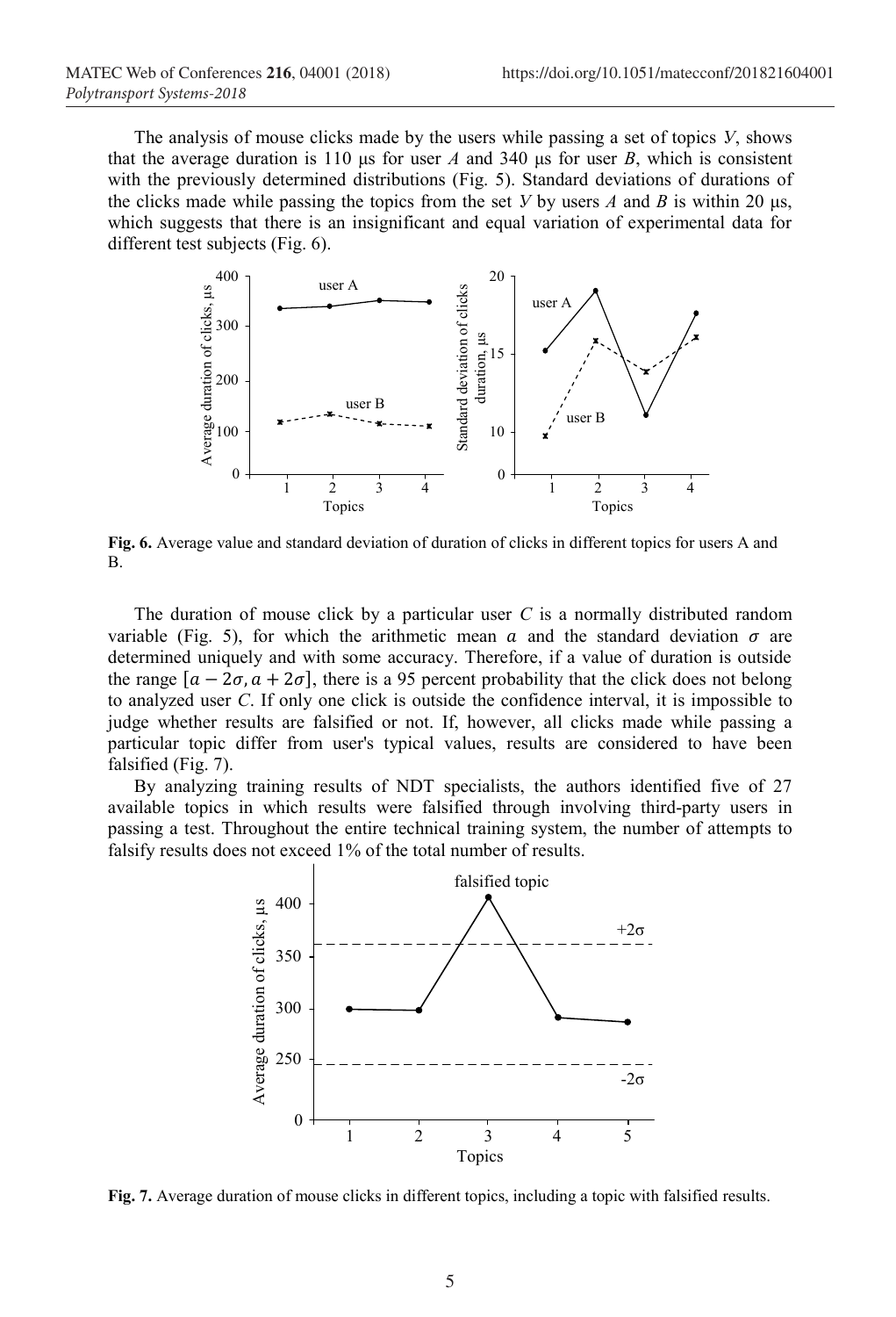The analysis of mouse clicks made by the users while passing a set of topics *V*, shows that the average duration is 110 μs for user *A* and 340 μs for user *B*, which is consistent with the previously determined distributions (Fig. 5). Standard deviations of durations of the clicks made while passing the topics from the set *V* by users *A* and *B* is within 20 μs, which suggests that there is an insignificant and equal variation of experimental data for different test subjects (Fig. 6).

**Fig. 6.** Average value and standard deviation of duration of clicks in different topics for users A and B.

The duration of mouse click by a particular user *C* is a normally distributed random variable (Fig. 5), for which the arithmetic mean $a$ and the standard deviation $\sigma$ are determined uniquely and with some accuracy. Therefore, if a value of duration is outside the range $[a-2\sigma, a+2\sigma]$, there is a 95 percent probability that the click does not belong to analyzed user *C*. If only one click is outside the confidence interval, it is impossible to judge whether results are falsified or not. If, however, all clicks made while passing a particular topic differ from user's typical values, results are considered to have been falsified (Fig. 7).

By analyzing training results of NDT specialists, the authors identified five of 27 available topics in which results were falsified through involving third-party users in passing a test. Throughout the entire technical training system, the number of attempts to falsify results does not exceed 1% of the total number of results.

**Fig. 7.** Average duration of mouse clicks in different topics, including a topic with falsified results.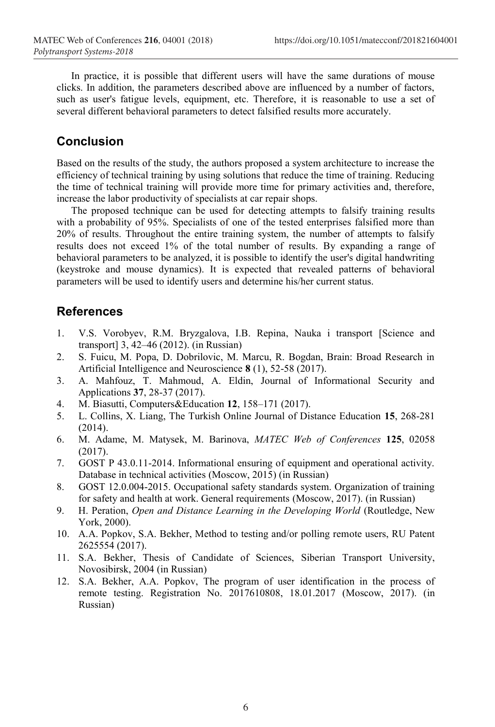In practice, it is possible that different users will have the same durations of mouse clicks. In addition, the parameters described above are influenced by a number of factors, such as user's fatigue levels, equipment, etc. Therefore, it is reasonable to use a set of several different behavioral parameters to detect falsified results more accurately.

## Conclusion

Based on the results of the study, the authors proposed a system architecture to increase the efficiency of technical training by using solutions that reduce the time of training. Reducing the time of technical training will provide more time for primary activities and, therefore, increase the labor productivity of specialists at car repair shops.

The proposed technique can be used for detecting attempts to falsify training results with a probability of 95%. Specialists of one of the tested enterprises falsified more than 20% of results. Throughout the entire training system, the number of attempts to falsify results does not exceed 1% of the total number of results. By expanding a range of behavioral parameters to be analyzed, it is possible to identify the user's digital handwriting (keystroke and mouse dynamics). It is expected that revealed patterns of behavioral parameters will be used to identify users and determine his/her current status.

## References

1. V.S. Vorobyev, R.M. Bryzgalova, I.B. Repina, Nauka i transport [Science and transport] 3, 42–46 (2012). (in Russian)
2. S. Fuicu, M. Popa, D. Dobrilovic, M. Marcu, R. Bogdan, Brain: Broad Research in Artificial Intelligence and Neuroscience **8** (1), 52-58 (2017).
3. A. Mahfouz, T. Mahmoud, A. Eldin, Journal of Informational Security and Applications **37**, 28-37 (2017).
4. M. Biasutti, Computers&Education **12**, 158–171 (2017).
5. L. Collins, X. Liang, The Turkish Online Journal of Distance Education **15**, 268-281 (2014).
6. M. Adame, M. Matysek, M. Barinova, *MATEC Web of Conferences* **125**, 02058 (2017).
7. GOST P 43.0.11-2014. Informational ensuring of equipment and operational activity. Database in technical activities (Moscow, 2015) (in Russian)
8. GOST 12.0.004-2015. Occupational safety standards system. Organization of training for safety and health at work. General requirements (Moscow, 2017). (in Russian)
9. H. Peration, *Open and Distance Learning in the Developing World* (Routledge, New York, 2000).
10. A.A. Popkov, S.A. Bekher, Method to testing and/or polling remote users, RU Patent 2625554 (2017).
11. S.A. Bekher, Thesis of Candidate of Sciences, Siberian Transport University, Novosibirsk, 2004 (in Russian)
12. S.A. Bekher, A.A. Popkov, The program of user identification in the process of remote testing. Registration No. 2017610808, 18.01.2017 (Moscow, 2017). (in Russian)